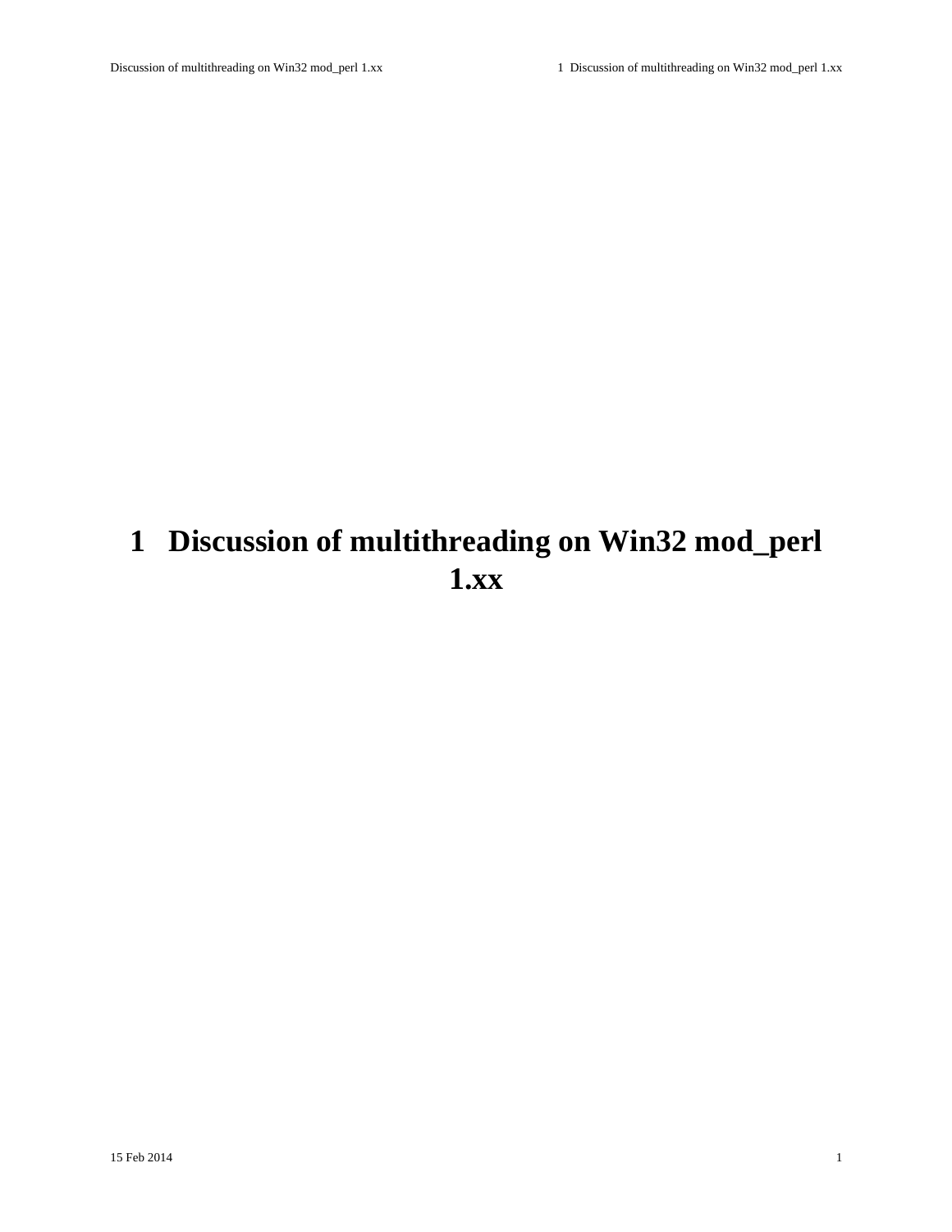# 1 Discussion of multithreading on Win32 mod_perl 1.xx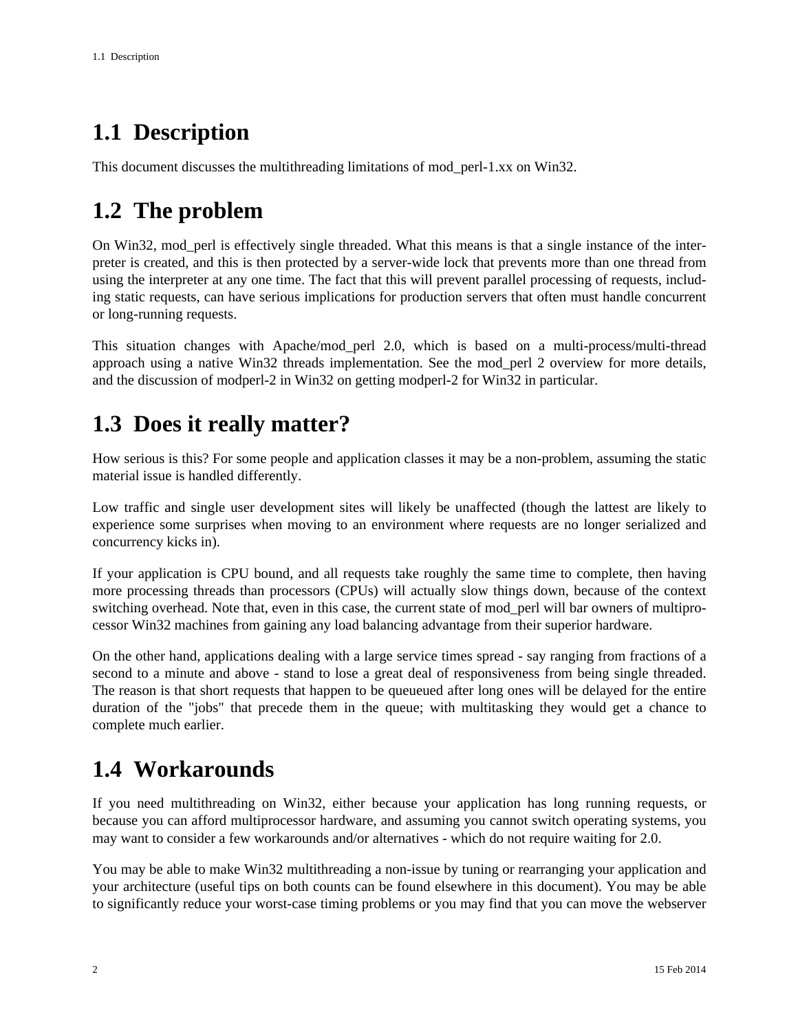## 1.1 Description

This document discusses the multithreading limitations of mod_perl-1.xx on Win32.

## 1.2 The problem

On Win32, mod_perl is effectively single threaded. What this means is that a single instance of the interpreter is created, and this is then protected by a server-wide lock that prevents more than one thread from using the interpreter at any one time. The fact that this will prevent parallel processing of requests, including static requests, can have serious implications for production servers that often must handle concurrent or long-running requests.

This situation changes with Apache/mod_perl 2.0, which is based on a multi-process/multi-thread approach using a native Win32 threads implementation. See the mod_perl 2 overview for more details, and the discussion of modperl-2 in Win32 on getting modperl-2 for Win32 in particular.

## 1.3 Does it really matter?

How serious is this? For some people and application classes it may be a non-problem, assuming the static material issue is handled differently.

Low traffic and single user development sites will likely be unaffected (though the lattest are likely to experience some surprises when moving to an environment where requests are no longer serialized and concurrency kicks in).

If your application is CPU bound, and all requests take roughly the same time to complete, then having more processing threads than processors (CPUs) will actually slow things down, because of the context switching overhead. Note that, even in this case, the current state of mod_perl will bar owners of multiprocessor Win32 machines from gaining any load balancing advantage from their superior hardware.

On the other hand, applications dealing with a large service times spread - say ranging from fractions of a second to a minute and above - stand to lose a great deal of responsiveness from being single threaded. The reason is that short requests that happen to be queueued after long ones will be delayed for the entire duration of the "jobs" that precede them in the queue; with multitasking they would get a chance to complete much earlier.

## 1.4 Workarounds

If you need multithreading on Win32, either because your application has long running requests, or because you can afford multiprocessor hardware, and assuming you cannot switch operating systems, you may want to consider a few workarounds and/or alternatives - which do not require waiting for 2.0.

You may be able to make Win32 multithreading a non-issue by tuning or rearranging your application and your architecture (useful tips on both counts can be found elsewhere in this document). You may be able to significantly reduce your worst-case timing problems or you may find that you can move the webserver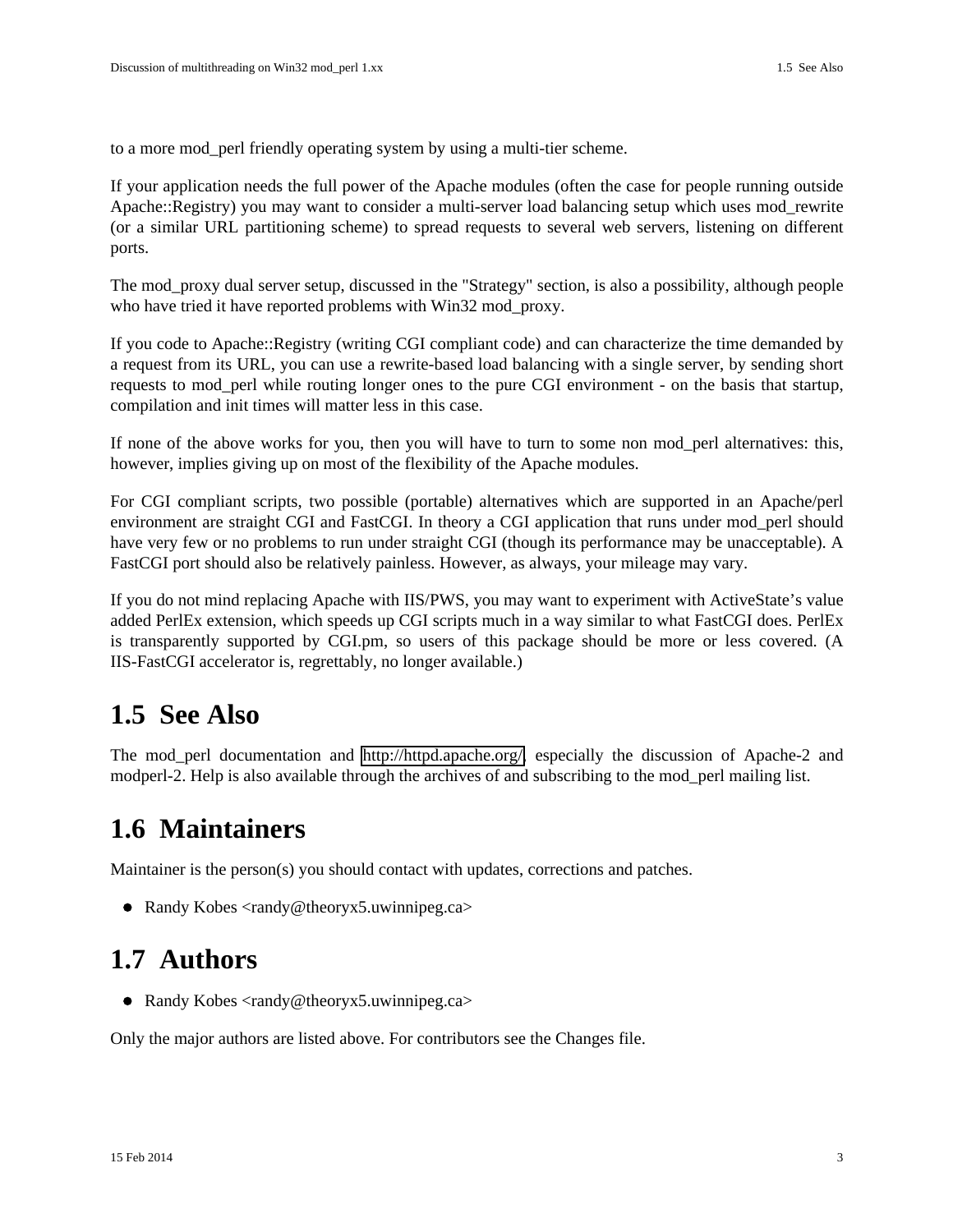to a more mod_perl friendly operating system by using a multi-tier scheme.

If your application needs the full power of the Apache modules (often the case for people running outside Apache::Registry) you may want to consider a multi-server load balancing setup which uses mod_rewrite (or a similar URL partitioning scheme) to spread requests to several web servers, listening on different ports.

The mod_proxy dual server setup, discussed in the "Strategy" section, is also a possibility, although people who have tried it have reported problems with Win32 mod_proxy.

If you code to Apache::Registry (writing CGI compliant code) and can characterize the time demanded by a request from its URL, you can use a rewrite-based load balancing with a single server, by sending short requests to mod_perl while routing longer ones to the pure CGI environment - on the basis that startup, compilation and init times will matter less in this case.

If none of the above works for you, then you will have to turn to some non mod_perl alternatives: this, however, implies giving up on most of the flexibility of the Apache modules.

For CGI compliant scripts, two possible (portable) alternatives which are supported in an Apache/perl environment are straight CGI and FastCGI. In theory a CGI application that runs under mod_perl should have very few or no problems to run under straight CGI (though its performance may be unacceptable). A FastCGI port should also be relatively painless. However, as always, your mileage may vary.

If you do not mind replacing Apache with IIS/PWS, you may want to experiment with ActiveState's value added PerlEx extension, which speeds up CGI scripts much in a way similar to what FastCGI does. PerlEx is transparently supported by CGI.pm, so users of this package should be more or less covered. (A IIS-FastCGI accelerator is, regrettably, no longer available.)

## 1.5 See Also

The mod_perl documentation and http://httpd.apache.org/, especially the discussion of Apache-2 and modperl-2. Help is also available through the archives of and subscribing to the mod_perl mailing list.

## 1.6 Maintainers

Maintainer is the person(s) you should contact with updates, corrections and patches.

- Randy Kobes <randy@theoryx5.uwinnipeg.ca>

## 1.7 Authors

- Randy Kobes <randy@theoryx5.uwinnipeg.ca>

Only the major authors are listed above. For contributors see the Changes file.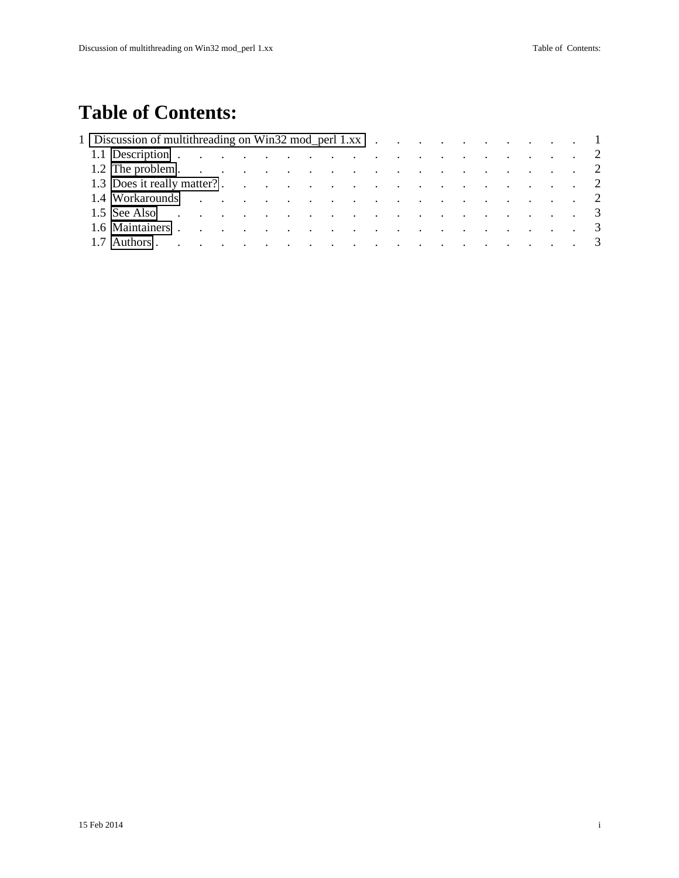# Table of Contents:

1 Discussion of multithreading on Win32 mod_perl 1.xx . . . . . . . . . . . 1
  1.1 Description . . . . . . . . . . . . . . . . . . . . 2
  1.2 The problem . . . . . . . . . . . . . . . . . . . . 2
  1.3 Does it really matter? . . . . . . . . . . . . . . . . . . . . 2
  1.4 Workarounds . . . . . . . . . . . . . . . . . . . . 2
  1.5 See Also . . . . . . . . . . . . . . . . . . . . 3
  1.6 Maintainers . . . . . . . . . . . . . . . . . . . . 3
  1.7 Authors . . . . . . . . . . . . . . . . . . . . 3